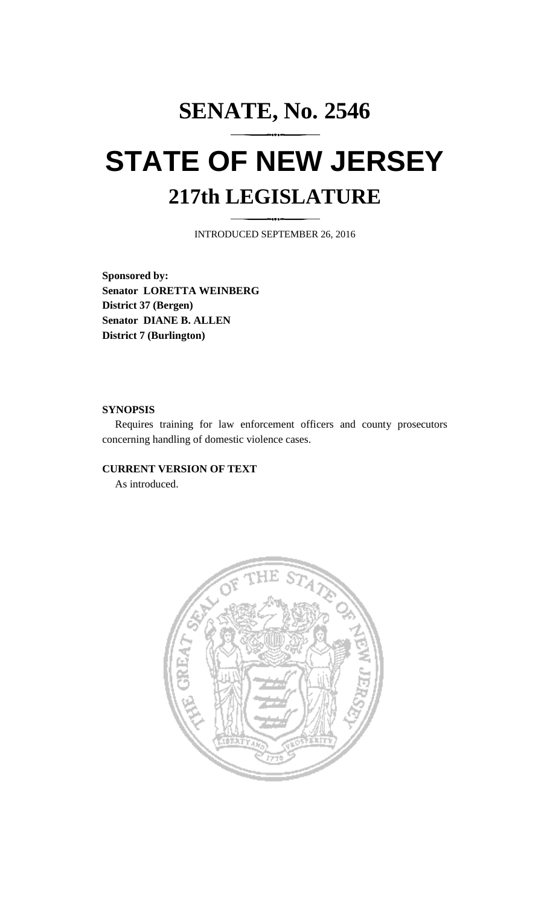# SENATE, No. 2546

# STATE OF NEW JERSEY

## 217th LEGISLATURE

INTRODUCED SEPTEMBER 26, 2016

**Sponsored by:**
**Senator LORETTA WEINBERG**
**District 37 (Bergen)**
**Senator DIANE B. ALLEN**
**District 7 (Burlington)**

**SYNOPSIS**

Requires training for law enforcement officers and county prosecutors concerning handling of domestic violence cases.

**CURRENT VERSION OF TEXT**

As introduced.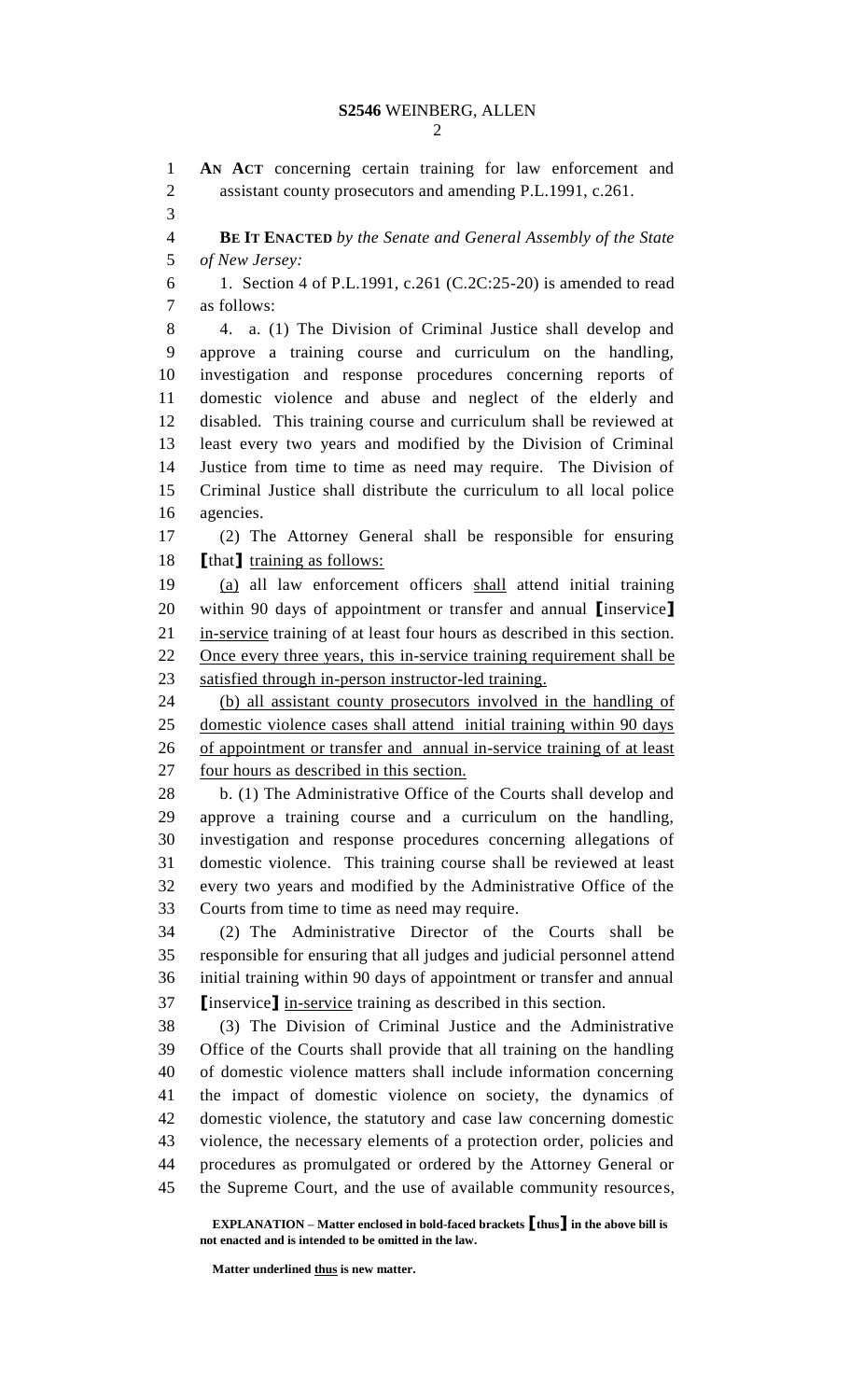AN ACT concerning certain training for law enforcement and assistant county prosecutors and amending P.L.1991, c.261.

**BE IT ENACTED** *by the Senate and General Assembly of the State of New Jersey:*

1. Section 4 of P.L.1991, c.261 (C.2C:25-20) is amended to read as follows:

4. a. (1) The Division of Criminal Justice shall develop and approve a training course and curriculum on the handling, investigation and response procedures concerning reports of domestic violence and abuse and neglect of the elderly and disabled. This training course and curriculum shall be reviewed at least every two years and modified by the Division of Criminal Justice from time to time as need may require. The Division of Criminal Justice shall distribute the curriculum to all local police agencies.

(2) The Attorney General shall be responsible for ensuring **[**that**]** training as follows:

(a) all law enforcement officers shall attend initial training within 90 days of appointment or transfer and annual **[**inservice**]** in-service training of at least four hours as described in this section. Once every three years, this in-service training requirement shall be satisfied through in-person instructor-led training.

(b) all assistant county prosecutors involved in the handling of domestic violence cases shall attend initial training within 90 days of appointment or transfer and annual in-service training of at least four hours as described in this section.

b. (1) The Administrative Office of the Courts shall develop and approve a training course and a curriculum on the handling, investigation and response procedures concerning allegations of domestic violence. This training course shall be reviewed at least every two years and modified by the Administrative Office of the Courts from time to time as need may require.

(2) The Administrative Director of the Courts shall be responsible for ensuring that all judges and judicial personnel attend initial training within 90 days of appointment or transfer and annual **[**inservice**]** in-service training as described in this section.

(3) The Division of Criminal Justice and the Administrative Office of the Courts shall provide that all training on the handling of domestic violence matters shall include information concerning the impact of domestic violence on society, the dynamics of domestic violence, the statutory and case law concerning domestic violence, the necessary elements of a protection order, policies and procedures as promulgated or ordered by the Attorney General or the Supreme Court, and the use of available community resources,

**EXPLANATION – Matter enclosed in bold-faced brackets [thus] in the above bill is not enacted and is intended to be omitted in the law.**

**Matter underlined thus is new matter.**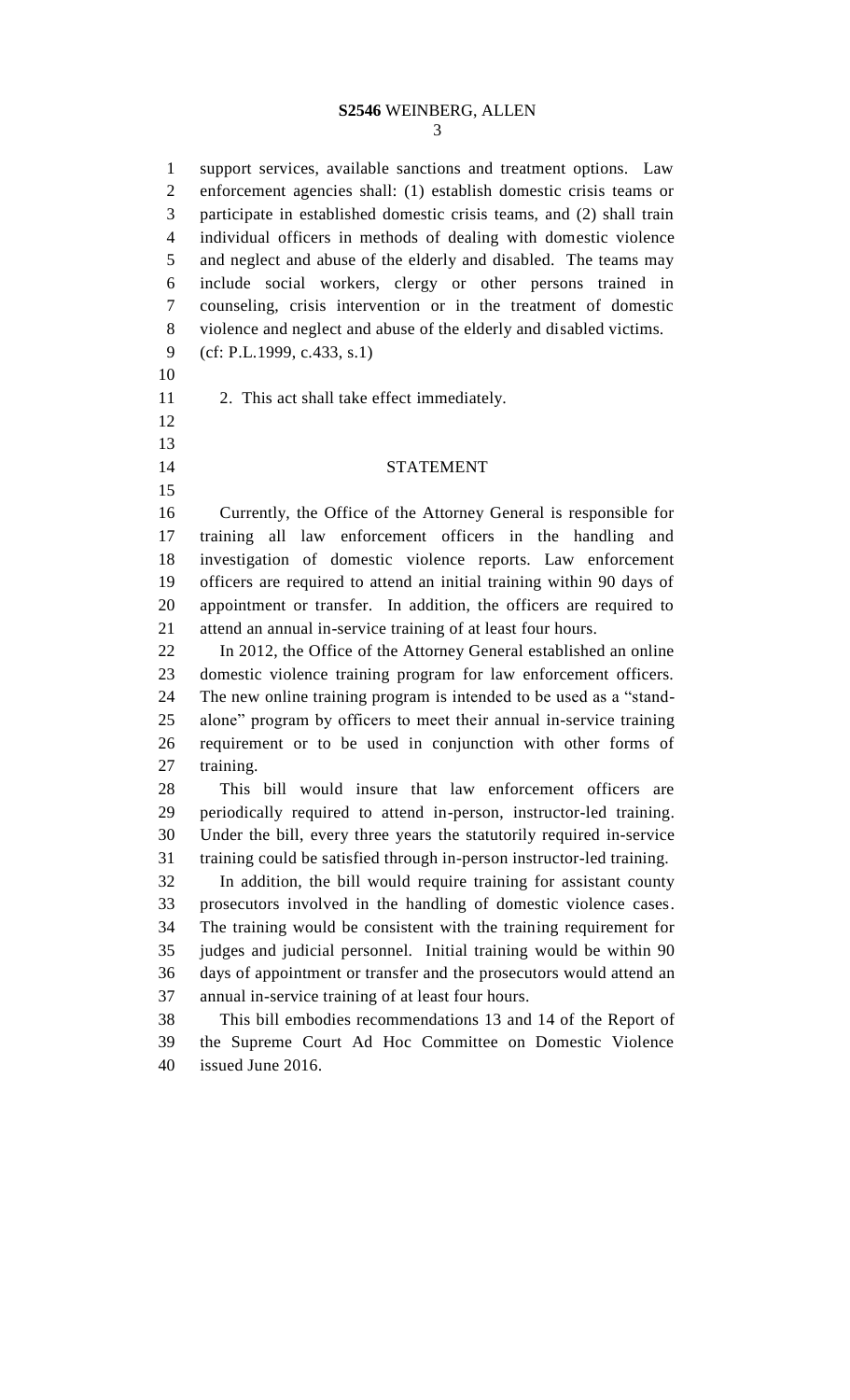support services, available sanctions and treatment options. Law enforcement agencies shall: (1) establish domestic crisis teams or participate in established domestic crisis teams, and (2) shall train individual officers in methods of dealing with domestic violence and neglect and abuse of the elderly and disabled. The teams may include social workers, clergy or other persons trained in counseling, crisis intervention or in the treatment of domestic violence and neglect and abuse of the elderly and disabled victims.

(cf: P.L.1999, c.433, s.1)

2. This act shall take effect immediately.

## STATEMENT

Currently, the Office of the Attorney General is responsible for training all law enforcement officers in the handling and investigation of domestic violence reports. Law enforcement officers are required to attend an initial training within 90 days of appointment or transfer. In addition, the officers are required to attend an annual in-service training of at least four hours.

In 2012, the Office of the Attorney General established an online domestic violence training program for law enforcement officers. The new online training program is intended to be used as a "stand-alone" program by officers to meet their annual in-service training requirement or to be used in conjunction with other forms of training.

This bill would insure that law enforcement officers are periodically required to attend in-person, instructor-led training. Under the bill, every three years the statutorily required in-service training could be satisfied through in-person instructor-led training.

In addition, the bill would require training for assistant county prosecutors involved in the handling of domestic violence cases. The training would be consistent with the training requirement for judges and judicial personnel. Initial training would be within 90 days of appointment or transfer and the prosecutors would attend an annual in-service training of at least four hours.

This bill embodies recommendations 13 and 14 of the Report of the Supreme Court Ad Hoc Committee on Domestic Violence issued June 2016.